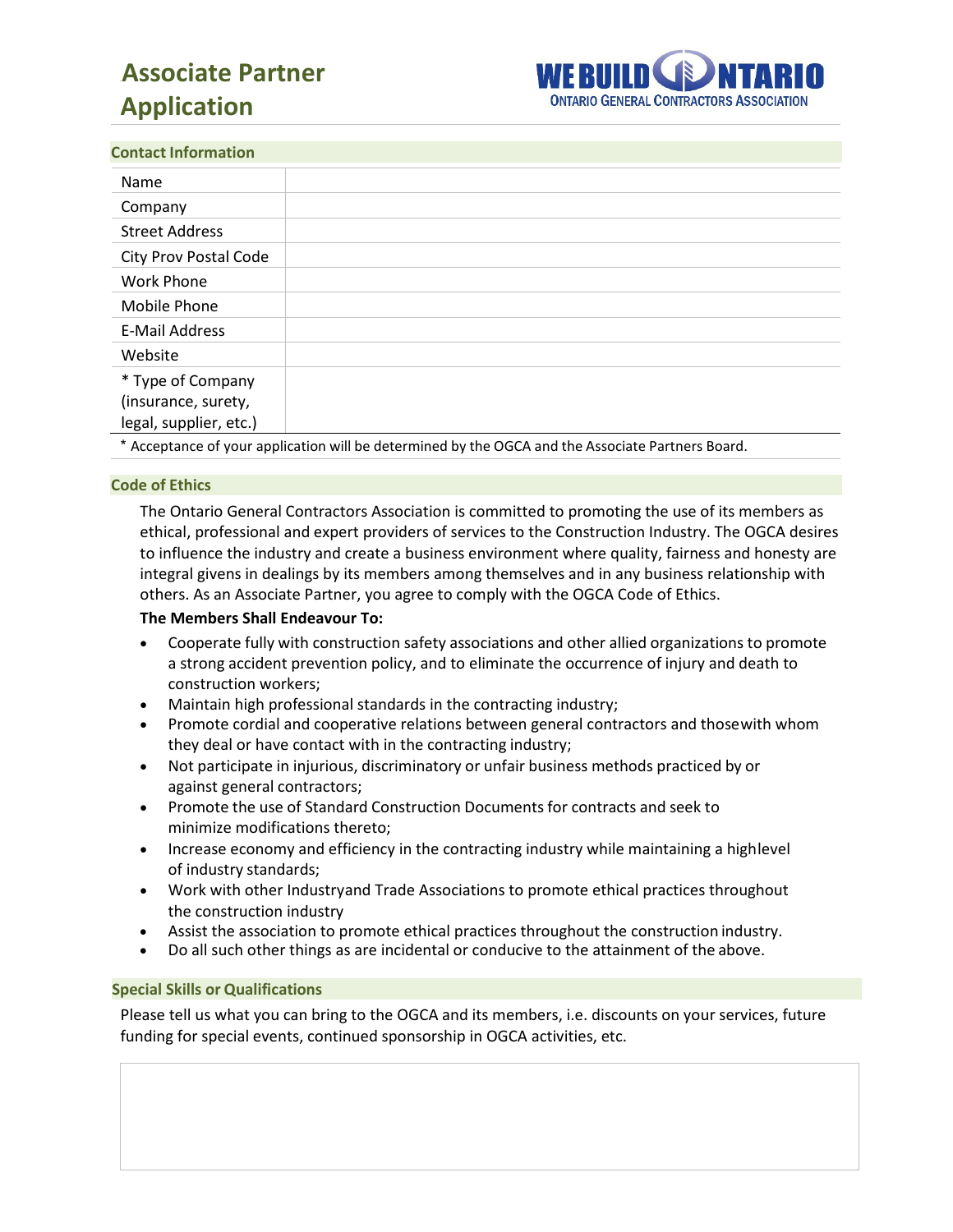# Associate Partner Application

WE BUILD ONTARIO
ONTARIO GENERAL CONTRACTORS ASSOCIATION

## Contact Information

| | |
|---|---|
| Name | |
| Company | |
| Street Address | |
| City Prov Postal Code | |
| Work Phone | |
| Mobile Phone | |
| E-Mail Address | |
| Website | |
| * Type of Company (insurance, surety, legal, supplier, etc.) | |

* Acceptance of your application will be determined by the OGCA and the Associate Partners Board.

## Code of Ethics

The Ontario General Contractors Association is committed to promoting the use of its members as ethical, professional and expert providers of services to the Construction Industry. The OGCA desires to influence the industry and create a business environment where quality, fairness and honesty are integral givens in dealings by its members among themselves and in any business relationship with others. As an Associate Partner, you agree to comply with the OGCA Code of Ethics.

**The Members Shall Endeavour To:**

- Cooperate fully with construction safety associations and other allied organizations to promote a strong accident prevention policy, and to eliminate the occurrence of injury and death to construction workers;
- Maintain high professional standards in the contracting industry;
- Promote cordial and cooperative relations between general contractors and thosewith whom they deal or have contact with in the contracting industry;
- Not participate in injurious, discriminatory or unfair business methods practiced by or against general contractors;
- Promote the use of Standard Construction Documents for contracts and seek to minimize modifications thereto;
- Increase economy and efficiency in the contracting industry while maintaining a highlevel of industry standards;
- Work with other Industryand Trade Associations to promote ethical practices throughout the construction industry
- Assist the association to promote ethical practices throughout the construction industry.
- Do all such other things as are incidental or conducive to the attainment of the above.

## Special Skills or Qualifications

Please tell us what you can bring to the OGCA and its members, i.e. discounts on your services, future funding for special events, continued sponsorship in OGCA activities, etc.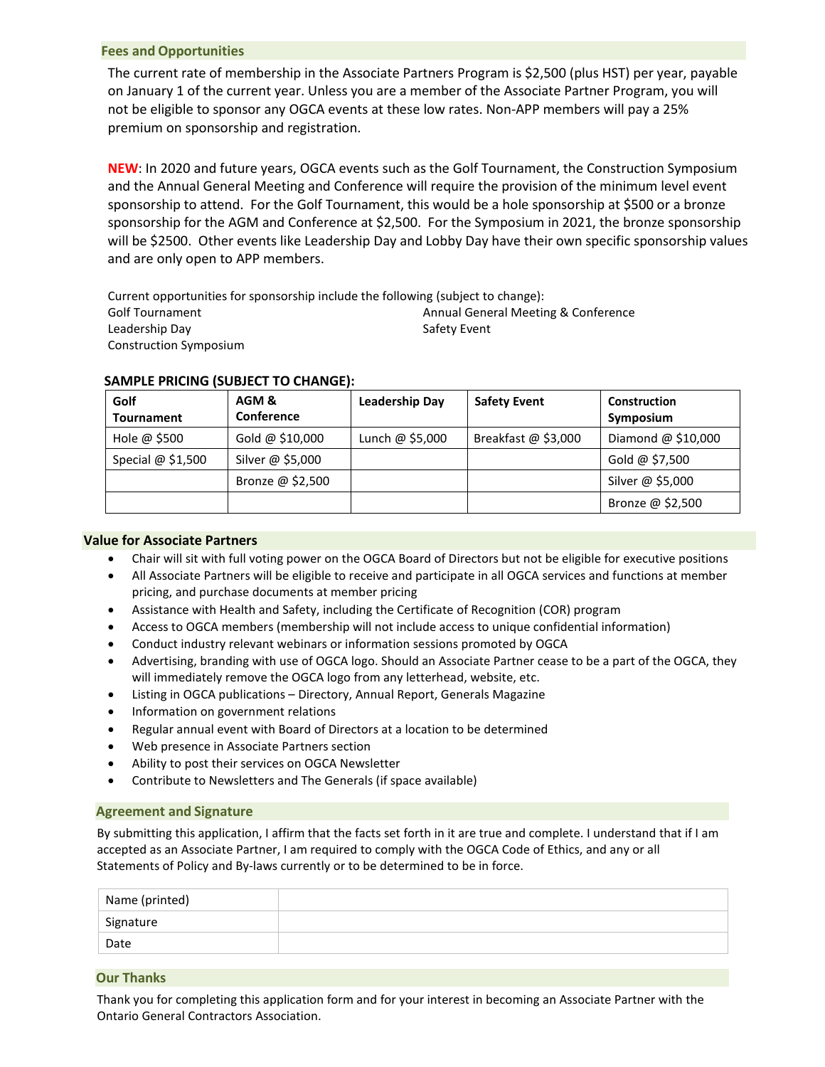## Fees and Opportunities

The current rate of membership in the Associate Partners Program is $2,500 (plus HST) per year, payable on January 1 of the current year. Unless you are a member of the Associate Partner Program, you will not be eligible to sponsor any OGCA events at these low rates. Non-APP members will pay a 25% premium on sponsorship and registration.

**NEW**: In 2020 and future years, OGCA events such as the Golf Tournament, the Construction Symposium and the Annual General Meeting and Conference will require the provision of the minimum level event sponsorship to attend. For the Golf Tournament, this would be a hole sponsorship at $500 or a bronze sponsorship for the AGM and Conference at $2,500. For the Symposium in 2021, the bronze sponsorship will be $2500. Other events like Leadership Day and Lobby Day have their own specific sponsorship values and are only open to APP members.

Current opportunities for sponsorship include the following (subject to change):

- Golf Tournament
- Leadership Day
- Construction Symposium
- Annual General Meeting & Conference
- Safety Event

**SAMPLE PRICING (SUBJECT TO CHANGE):**

| Golf Tournament | AGM & Conference | Leadership Day | Safety Event | Construction Symposium |
|---|---|---|---|---|
| Hole @ $500 | Gold @ $10,000 | Lunch @ $5,000 | Breakfast @ $3,000 | Diamond @ $10,000 |
| Special @ $1,500 | Silver @ $5,000 | | | Gold @ $7,500 |
| | Bronze @ $2,500 | | | Silver @ $5,000 |
| | | | | Bronze @ $2,500 |

## Value for Associate Partners

- Chair will sit with full voting power on the OGCA Board of Directors but not be eligible for executive positions
- All Associate Partners will be eligible to receive and participate in all OGCA services and functions at member pricing, and purchase documents at member pricing
- Assistance with Health and Safety, including the Certificate of Recognition (COR) program
- Access to OGCA members (membership will not include access to unique confidential information)
- Conduct industry relevant webinars or information sessions promoted by OGCA
- Advertising, branding with use of OGCA logo. Should an Associate Partner cease to be a part of the OGCA, they will immediately remove the OGCA logo from any letterhead, website, etc.
- Listing in OGCA publications – Directory, Annual Report, Generals Magazine
- Information on government relations
- Regular annual event with Board of Directors at a location to be determined
- Web presence in Associate Partners section
- Ability to post their services on OGCA Newsletter
- Contribute to Newsletters and The Generals (if space available)

## Agreement and Signature

By submitting this application, I affirm that the facts set forth in it are true and complete. I understand that if I am accepted as an Associate Partner, I am required to comply with the OGCA Code of Ethics, and any or all Statements of Policy and By-laws currently or to be determined to be in force.

| | |
|---|---|
| Name (printed) | |
| Signature | |
| Date | |

## Our Thanks

Thank you for completing this application form and for your interest in becoming an Associate Partner with the Ontario General Contractors Association.